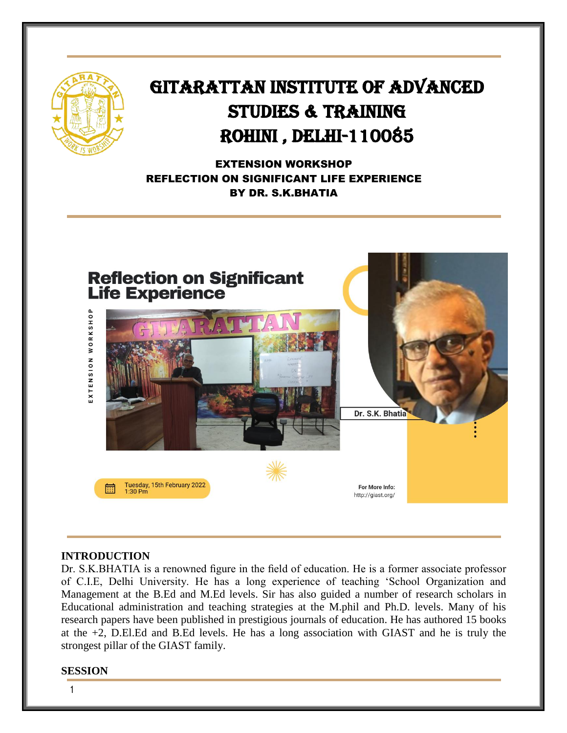# GITARATTAN INSTITUTE OF ADVANCED STUDIES & TRAINING ROHINI , DELHI-110085

**EXTENSION WORKSHOP**
**REFLECTION ON SIGNIFICANT LIFE EXPERIENCE**
**BY DR. S.K.BHATIA**

**Reflection on Significant Life Experience**

EXTENSION WORKSHOP

Dr. S.K. Bhatia

Tuesday, 15th February 2022
1:30 Pm

For More Info:
http://giast.org/

## INTRODUCTION

Dr. S.K.BHATIA is a renowned figure in the field of education. He is a former associate professor of C.I.E, Delhi University. He has a long experience of teaching 'School Organization and Management at the B.Ed and M.Ed levels. Sir has also guided a number of research scholars in Educational administration and teaching strategies at the M.phil and Ph.D. levels. Many of his research papers have been published in prestigious journals of education. He has authored 15 books at the +2, D.El.Ed and B.Ed levels. He has a long association with GIAST and he is truly the strongest pillar of the GIAST family.

## SESSION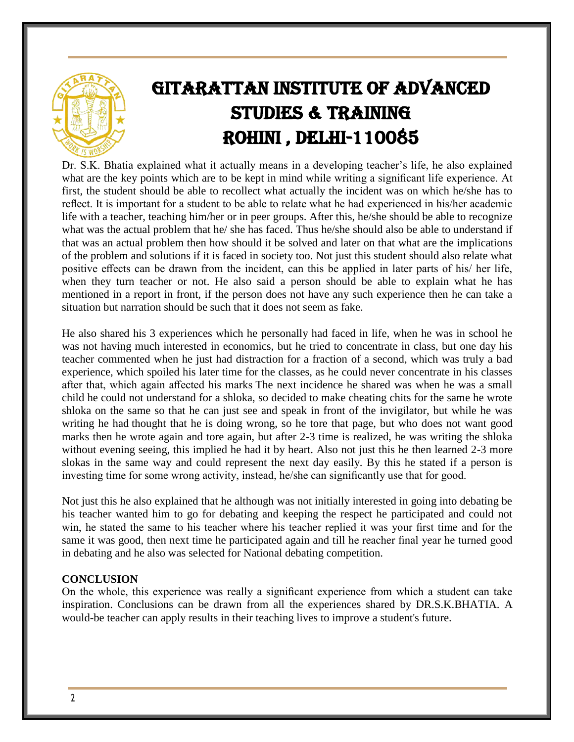# GITARATTAN INSTITUTE OF ADVANCED STUDIES & TRAINING ROHINI , DELHI-110085

Dr. S.K. Bhatia explained what it actually means in a developing teacher's life, he also explained what are the key points which are to be kept in mind while writing a significant life experience. At first, the student should be able to recollect what actually the incident was on which he/she has to reflect. It is important for a student to be able to relate what he had experienced in his/her academic life with a teacher, teaching him/her or in peer groups. After this, he/she should be able to recognize what was the actual problem that he/ she has faced. Thus he/she should also be able to understand if that was an actual problem then how should it be solved and later on that what are the implications of the problem and solutions if it is faced in society too. Not just this student should also relate what positive effects can be drawn from the incident, can this be applied in later parts of his/ her life, when they turn teacher or not. He also said a person should be able to explain what he has mentioned in a report in front, if the person does not have any such experience then he can take a situation but narration should be such that it does not seem as fake.

He also shared his 3 experiences which he personally had faced in life, when he was in school he was not having much interested in economics, but he tried to concentrate in class, but one day his teacher commented when he just had distraction for a fraction of a second, which was truly a bad experience, which spoiled his later time for the classes, as he could never concentrate in his classes after that, which again affected his marks The next incidence he shared was when he was a small child he could not understand for a shloka, so decided to make cheating chits for the same he wrote shloka on the same so that he can just see and speak in front of the invigilator, but while he was writing he had thought that he is doing wrong, so he tore that page, but who does not want good marks then he wrote again and tore again, but after 2-3 time is realized, he was writing the shloka without evening seeing, this implied he had it by heart. Also not just this he then learned 2-3 more slokas in the same way and could represent the next day easily. By this he stated if a person is investing time for some wrong activity, instead, he/she can significantly use that for good.

Not just this he also explained that he although was not initially interested in going into debating be his teacher wanted him to go for debating and keeping the respect he participated and could not win, he stated the same to his teacher where his teacher replied it was your first time and for the same it was good, then next time he participated again and till he reacher final year he turned good in debating and he also was selected for National debating competition.

**CONCLUSION**

On the whole, this experience was really a significant experience from which a student can take inspiration. Conclusions can be drawn from all the experiences shared by DR.S.K.BHATIA. A would-be teacher can apply results in their teaching lives to improve a student's future.